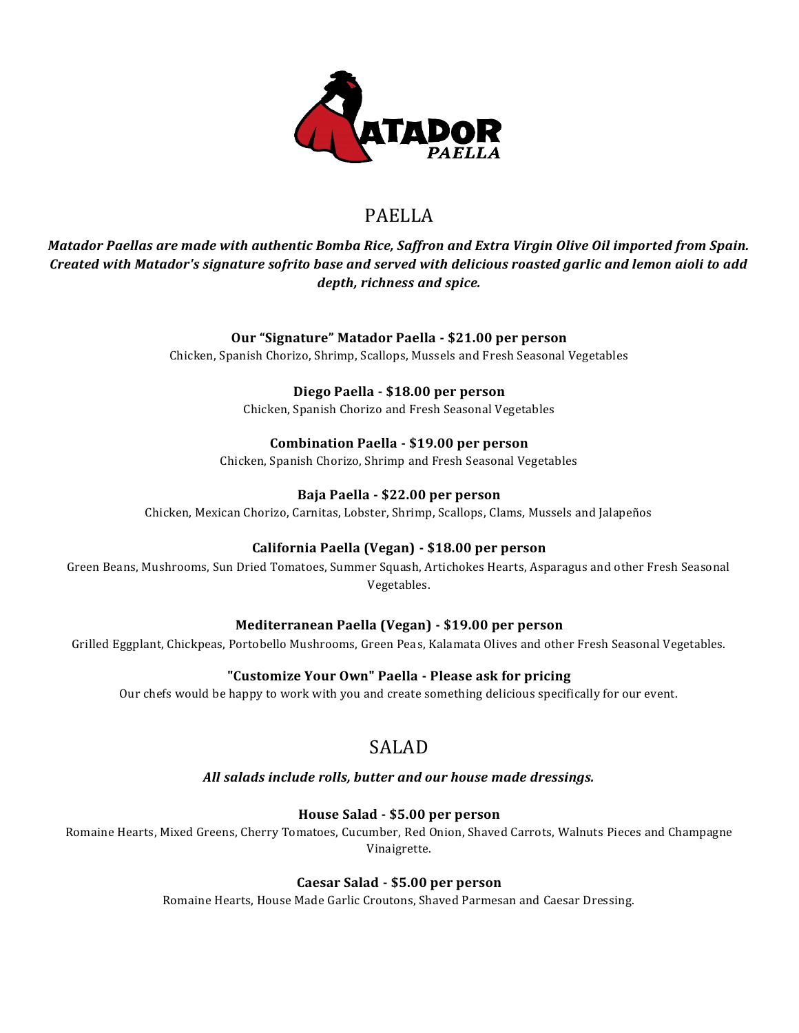# MATADOR PAELLA

## PAELLA

***Matador Paellas are made with authentic Bomba Rice, Saffron and Extra Virgin Olive Oil imported from Spain. Created with Matador's signature sofrito base and served with delicious roasted garlic and lemon aioli to add depth, richness and spice.***

**Our "Signature" Matador Paella - $21.00 per person**
Chicken, Spanish Chorizo, Shrimp, Scallops, Mussels and Fresh Seasonal Vegetables

**Diego Paella - $18.00 per person**
Chicken, Spanish Chorizo and Fresh Seasonal Vegetables

**Combination Paella - $19.00 per person**
Chicken, Spanish Chorizo, Shrimp and Fresh Seasonal Vegetables

**Baja Paella - $22.00 per person**
Chicken, Mexican Chorizo, Carnitas, Lobster, Shrimp, Scallops, Clams, Mussels and Jalapeños

**California Paella (Vegan) - $18.00 per person**
Green Beans, Mushrooms, Sun Dried Tomatoes, Summer Squash, Artichokes Hearts, Asparagus and other Fresh Seasonal Vegetables.

**Mediterranean Paella (Vegan) - $19.00 per person**
Grilled Eggplant, Chickpeas, Portobello Mushrooms, Green Peas, Kalamata Olives and other Fresh Seasonal Vegetables.

**"Customize Your Own" Paella - Please ask for pricing**
Our chefs would be happy to work with you and create something delicious specifically for our event.

## SALAD

***All salads include rolls, butter and our house made dressings.***

**House Salad - $5.00 per person**
Romaine Hearts, Mixed Greens, Cherry Tomatoes, Cucumber, Red Onion, Shaved Carrots, Walnuts Pieces and Champagne Vinaigrette.

**Caesar Salad - $5.00 per person**
Romaine Hearts, House Made Garlic Croutons, Shaved Parmesan and Caesar Dressing.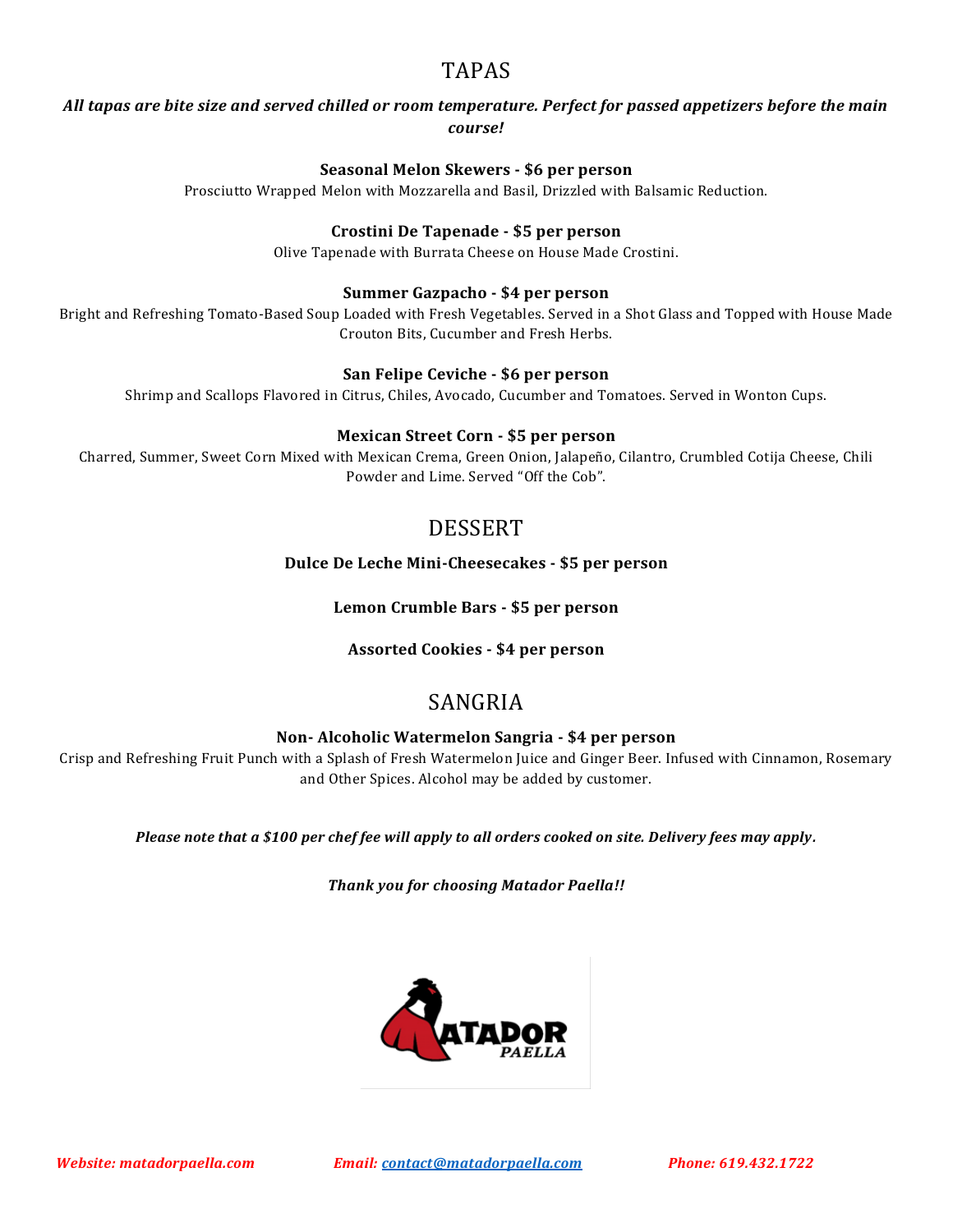# TAPAS

***All tapas are bite size and served chilled or room temperature. Perfect for passed appetizers before the main course!***

**Seasonal Melon Skewers - $6 per person**

Prosciutto Wrapped Melon with Mozzarella and Basil, Drizzled with Balsamic Reduction.

**Crostini De Tapenade - $5 per person**

Olive Tapenade with Burrata Cheese on House Made Crostini.

**Summer Gazpacho - $4 per person**

Bright and Refreshing Tomato-Based Soup Loaded with Fresh Vegetables. Served in a Shot Glass and Topped with House Made Crouton Bits, Cucumber and Fresh Herbs.

**San Felipe Ceviche - $6 per person**

Shrimp and Scallops Flavored in Citrus, Chiles, Avocado, Cucumber and Tomatoes. Served in Wonton Cups.

**Mexican Street Corn - $5 per person**

Charred, Summer, Sweet Corn Mixed with Mexican Crema, Green Onion, Jalapeño, Cilantro, Crumbled Cotija Cheese, Chili Powder and Lime. Served "Off the Cob".

# DESSERT

**Dulce De Leche Mini-Cheesecakes - $5 per person**

**Lemon Crumble Bars - $5 per person**

**Assorted Cookies - $4 per person**

# SANGRIA

**Non- Alcoholic Watermelon Sangria - $4 per person**

Crisp and Refreshing Fruit Punch with a Splash of Fresh Watermelon Juice and Ginger Beer. Infused with Cinnamon, Rosemary and Other Spices. Alcohol may be added by customer.

***Please note that a $100 per chef fee will apply to all orders cooked on site. Delivery fees may apply.***

***Thank you for choosing Matador Paella!!***

MATADOR PAELLA

***Website: matadorpaella.com*** ***Email: contact@matadorpaella.com*** ***Phone: 619.432.1722***